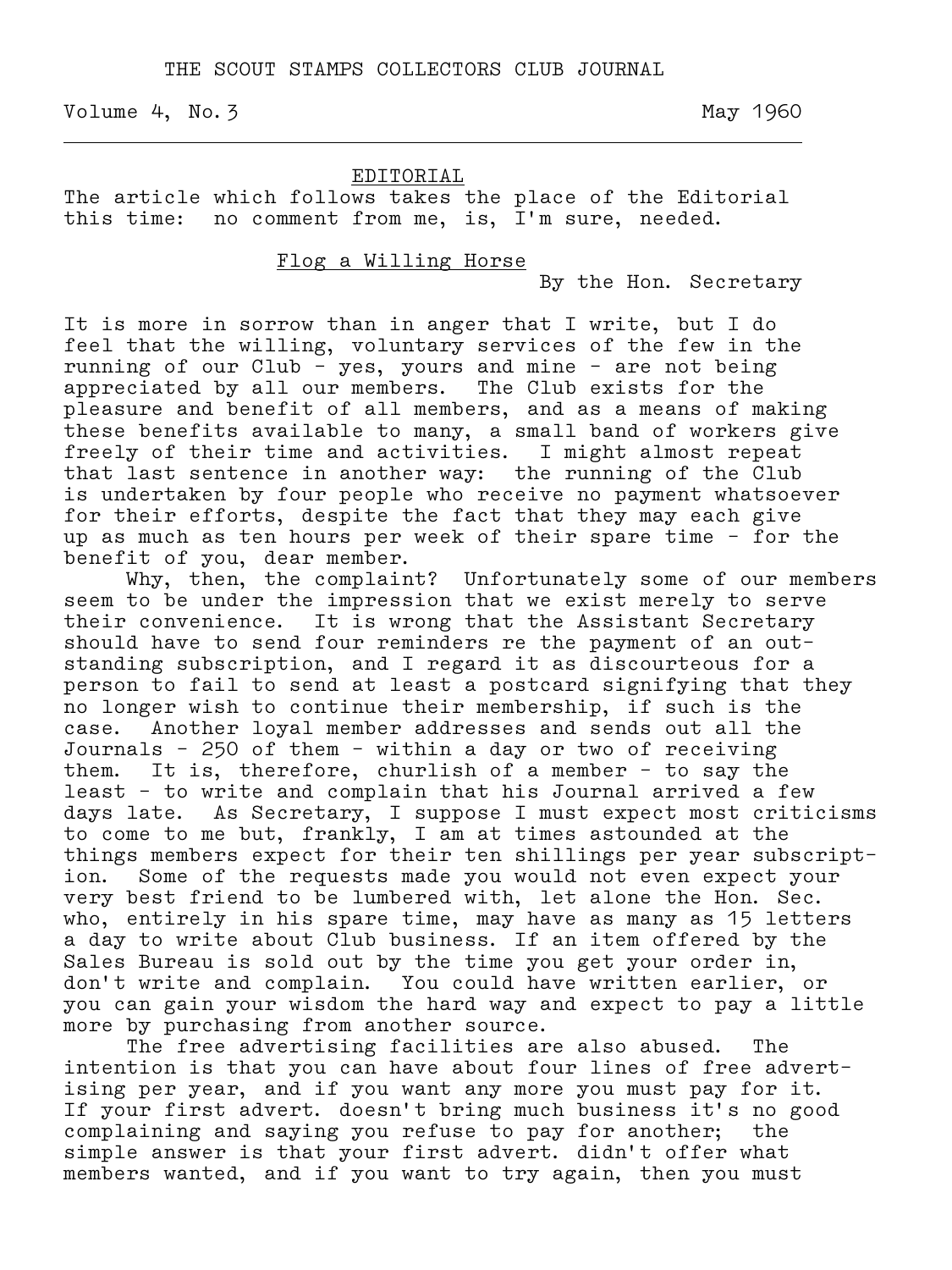# THE SCOUT STAMPS COLLECTORS CLUB JOURNAL

Volume 4, No. 3 May 1960

## EDITORIAL

The article which follows takes the place of the Editorial this time: no comment from me, is, I'm sure, needed.

### Flog a Willing Horse

By the Hon. Secretary

It is more in sorrow than in anger that I write, but I do feel that the willing, voluntary services of the few in the running of our Club - yes, yours and mine - are not being appreciated by all our members. The Club exists for the pleasure and benefit of all members, and as a means of making these benefits available to many, a small band of workers give freely of their time and activities. I might almost repeat that last sentence in another way: the running of the Club is undertaken by four people who receive no payment whatsoever for their efforts, despite the fact that they may each give up as much as ten hours per week of their spare time - for the benefit of you, dear member.

Why, then, the complaint? Unfortunately some of our members seem to be under the impression that we exist merely to serve their convenience. It is wrong that the Assistant Secretary should have to send four reminders re the payment of an outstanding subscription, and I regard it as discourteous for a person to fail to send at least a postcard signifying that they no longer wish to continue their membership, if such is the case. Another loyal member addresses and sends out all the Journals - 250 of them - within a day or two of receiving them. It is, therefore, churlish of a member - to say the least - to write and complain that his Journal arrived a few days late. As Secretary, I suppose I must expect most criticisms to come to me but, frankly, I am at times astounded at the things members expect for their ten shillings per year subscription. Some of the requests made you would not even expect your very best friend to be lumbered with, let alone the Hon. Sec. who, entirely in his spare time, may have as many as 15 letters a day to write about Club business. If an item offered by the Sales Bureau is sold out by the time you get your order in, don't write and complain. You could have written earlier, or you can gain your wisdom the hard way and expect to pay a little more by purchasing from another source.

The free advertising facilities are also abused. The intention is that you can have about four lines of free advertising per year, and if you want any more you must pay for it. If your first advert. doesn't bring much business it's no good complaining and saying you refuse to pay for another; the simple answer is that your first advert. didn't offer what members wanted, and if you want to try again, then you must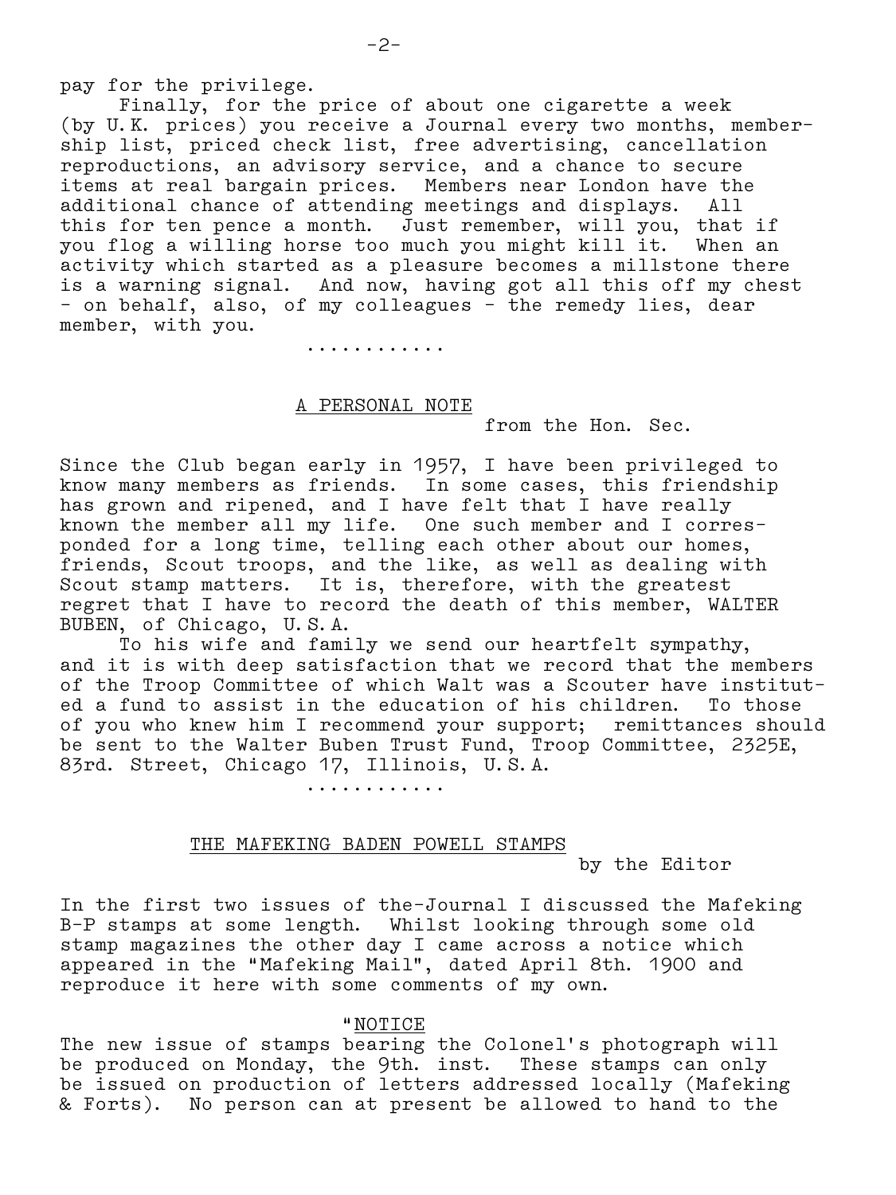pay for the privilege.

Finally, for the price of about one cigarette a week (by U.K. prices) you receive a Journal every two months, membership list, priced check list, free advertising, cancellation reproductions, an advisory service, and a chance to secure items at real bargain prices. Members near London have the additional chance of attending meetings and displays. All this for ten pence a month. Just remember, will you, that if you flog a willing horse too much you might kill it. When an activity which started as a pleasure becomes a millstone there is a warning signal. And now, having got all this off my chest - on behalf, also, of my colleagues - the remedy lies, dear member, with you.

............

## A PERSONAL NOTE

from the Hon. Sec.

Since the Club began early in 1957, I have been privileged to know many members as friends. In some cases, this friendship has grown and ripened, and I have felt that I have really known the member all my life. One such member and I corresponded for a long time, telling each other about our homes, friends, Scout troops, and the like, as well as dealing with Scout stamp matters. It is, therefore, with the greatest regret that I have to record the death of this member, WALTER BUBEN, of Chicago, U.S.A.

To his wife and family we send our heartfelt sympathy, and it is with deep satisfaction that we record that the members of the Troop Committee of which Walt was a Scouter have instituted a fund to assist in the education of his children. To those of you who knew him I recommend your support; remittances should be sent to the Walter Buben Trust Fund, Troop Committee, 2325E, 83rd. Street, Chicago 17, Illinois, U.S.A.

............

## THE MAFEKING BADEN POWELL STAMPS

by the Editor

In the first two issues of the-Journal I discussed the Mafeking B-P stamps at some length. Whilst looking through some old stamp magazines the other day I came across a notice which appeared in the "Mafeking Mail", dated April 8th. 1900 and reproduce it here with some comments of my own.

"NOTICE

The new issue of stamps bearing the Colonel's photograph will be produced on Monday, the 9th. inst. These stamps can only be issued on production of letters addressed locally (Mafeking & Forts). No person can at present be allowed to hand to the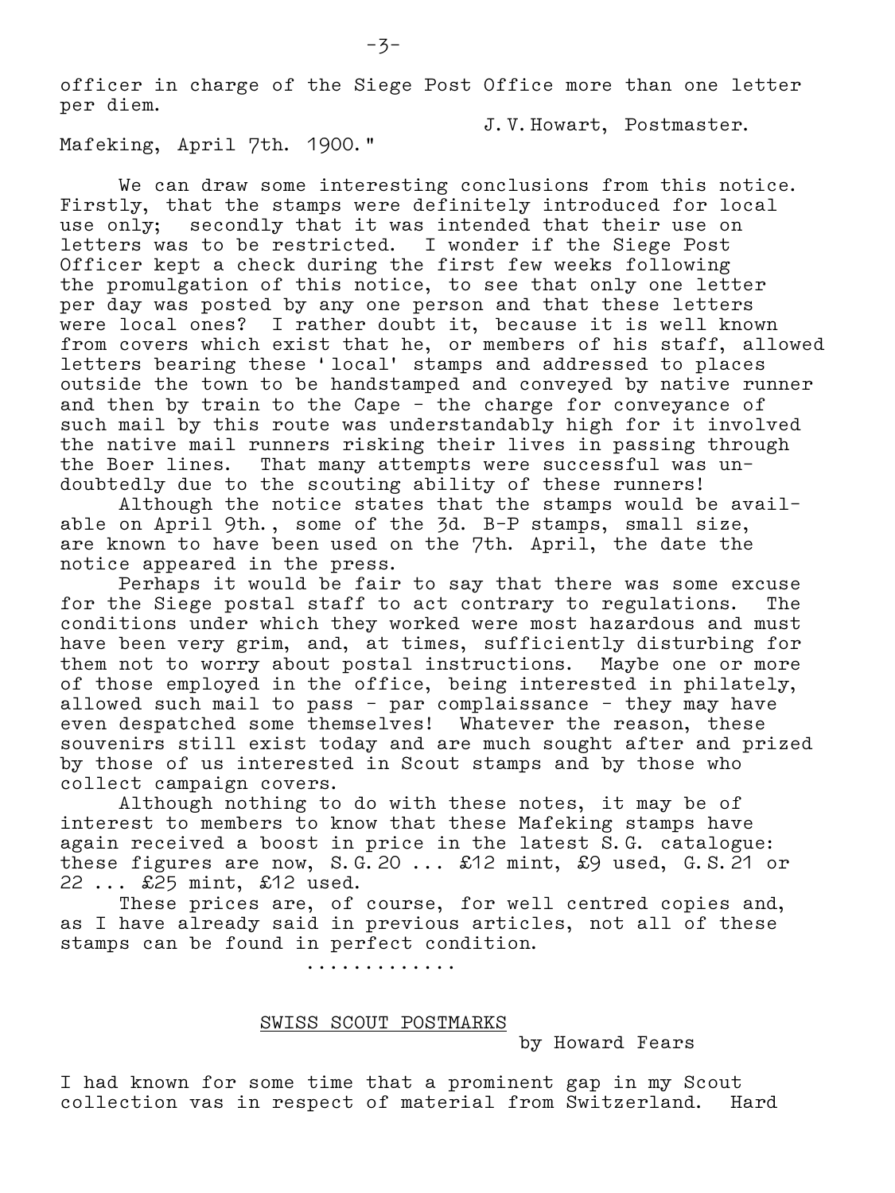officer in charge of the Siege Post Office more than one letter per diem.

J. V. Howart, Postmaster.

Mafeking, April 7th. 1900."

We can draw some interesting conclusions from this notice. Firstly, that the stamps were definitely introduced for local use only; secondly that it was intended that their use on letters was to be restricted. I wonder if the Siege Post Officer kept a check during the first few weeks following the promulgation of this notice, to see that only one letter per day was posted by any one person and that these letters were local ones? I rather doubt it, because it is well known from covers which exist that he, or members of his staff, allowed letters bearing these 'local' stamps and addressed to places outside the town to be handstamped and conveyed by native runner and then by train to the Cape - the charge for conveyance of such mail by this route was understandably high for it involved the native mail runners risking their lives in passing through the Boer lines. That many attempts were successful was undoubtedly due to the scouting ability of these runners!

Although the notice states that the stamps would be available on April 9th., some of the 3d. B-P stamps, small size, are known to have been used on the 7th. April, the date the notice appeared in the press.

Perhaps it would be fair to say that there was some excuse for the Siege postal staff to act contrary to regulations. The conditions under which they worked were most hazardous and must have been very grim, and, at times, sufficiently disturbing for them not to worry about postal instructions. Maybe one or more of those employed in the office, being interested in philately, allowed such mail to pass - par complaissance - they may have even despatched some themselves! Whatever the reason, these souvenirs still exist today and are much sought after and prized by those of us interested in Scout stamps and by those who collect campaign covers.

Although nothing to do with these notes, it may be of interest to members to know that these Mafeking stamps have again received a boost in price in the latest S.G. catalogue: these figures are now, S.G. 20 ... £12 mint, £9 used, G.S. 21 or 22 ... £25 mint, £12 used.

These prices are, of course, for well centred copies and, as I have already said in previous articles, not all of these stamps can be found in perfect condition.

.............

## SWISS SCOUT POSTMARKS

by Howard Fears

I had known for some time that a prominent gap in my Scout collection vas in respect of material from Switzerland. Hard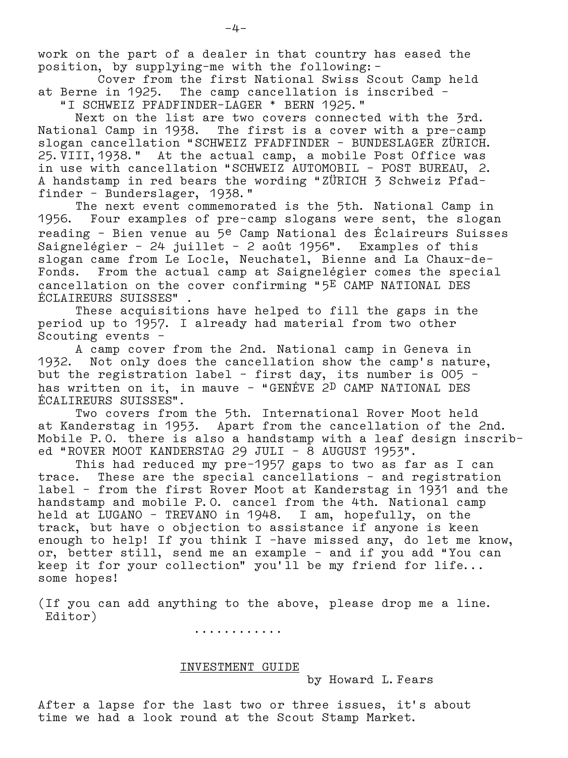work on the part of a dealer in that country has eased the position, by supplying-me with the following:-

Cover from the first National Swiss Scout Camp held at Berne in 1925. The camp cancellation is inscribed - "I SCHWEIZ PFADFINDER-LAGER * BERN 1925."

Next on the list are two covers connected with the 3rd. National Camp in 1938. The first is a cover with a pre-camp slogan cancellation "SCHWEIZ PFADFINDER - BUNDESLAGER ZÜRICH. 25.VIII,1938." At the actual camp, a mobile Post Office was in use with cancellation "SCHWEIZ AUTOMOBIL - POST BUREAU, 2. A handstamp in red bears the wording "ZÜRICH 3 Schweiz Pfadfinder - Bunderslager, 1938."

The next event commemorated is the 5th. National Camp in 1956. Four examples of pre-camp slogans were sent, the slogan reading - Bien venue au 5[e] Camp National des Éclaireurs Suisses Saignelégier - 24 juillet - 2 août 1956". Examples of this slogan came from Le Locle, Neuchatel, Bienne and La Chaux-de-Fonds. From the actual camp at Saignelégier comes the special cancellation on the cover confirming "5[E] CAMP NATIONAL DES ÉCLAIREURS SUISSES" .

These acquisitions have helped to fill the gaps in the period up to 1957. I already had material from two other Scouting events -

A camp cover from the 2nd. National camp in Geneva in 1932. Not only does the cancellation show the camp's nature, but the registration label - first day, its number is 005 - has written on it, in mauve - "GENÉVE 2[D] CAMP NATIONAL DES ÉCALIREURS SUISSES".

Two covers from the 5th. International Rover Moot held at Kanderstag in 1953. Apart from the cancellation of the 2nd. Mobile P.O. there is also a handstamp with a leaf design inscribed "ROVER MOOT KANDERSTAG 29 JULI - 8 AUGUST 1953".

This had reduced my pre-1957 gaps to two as far as I can trace. These are the special cancellations - and registration label - from the first Rover Moot at Kanderstag in 1931 and the handstamp and mobile P.O. cancel from the 4th. National camp held at LUGANO - TREVANO in 1948. I am, hopefully, on the track, but have o objection to assistance if anyone is keen enough to help! If you think I -have missed any, do let me know, or, better still, send me an example - and if you add "You can keep it for your collection" you'll be my friend for life... some hopes!

(If you can add anything to the above, please drop me a line. Editor)

............

## INVESTMENT GUIDE

by Howard L. Fears

After a lapse for the last two or three issues, it's about time we had a look round at the Scout Stamp Market.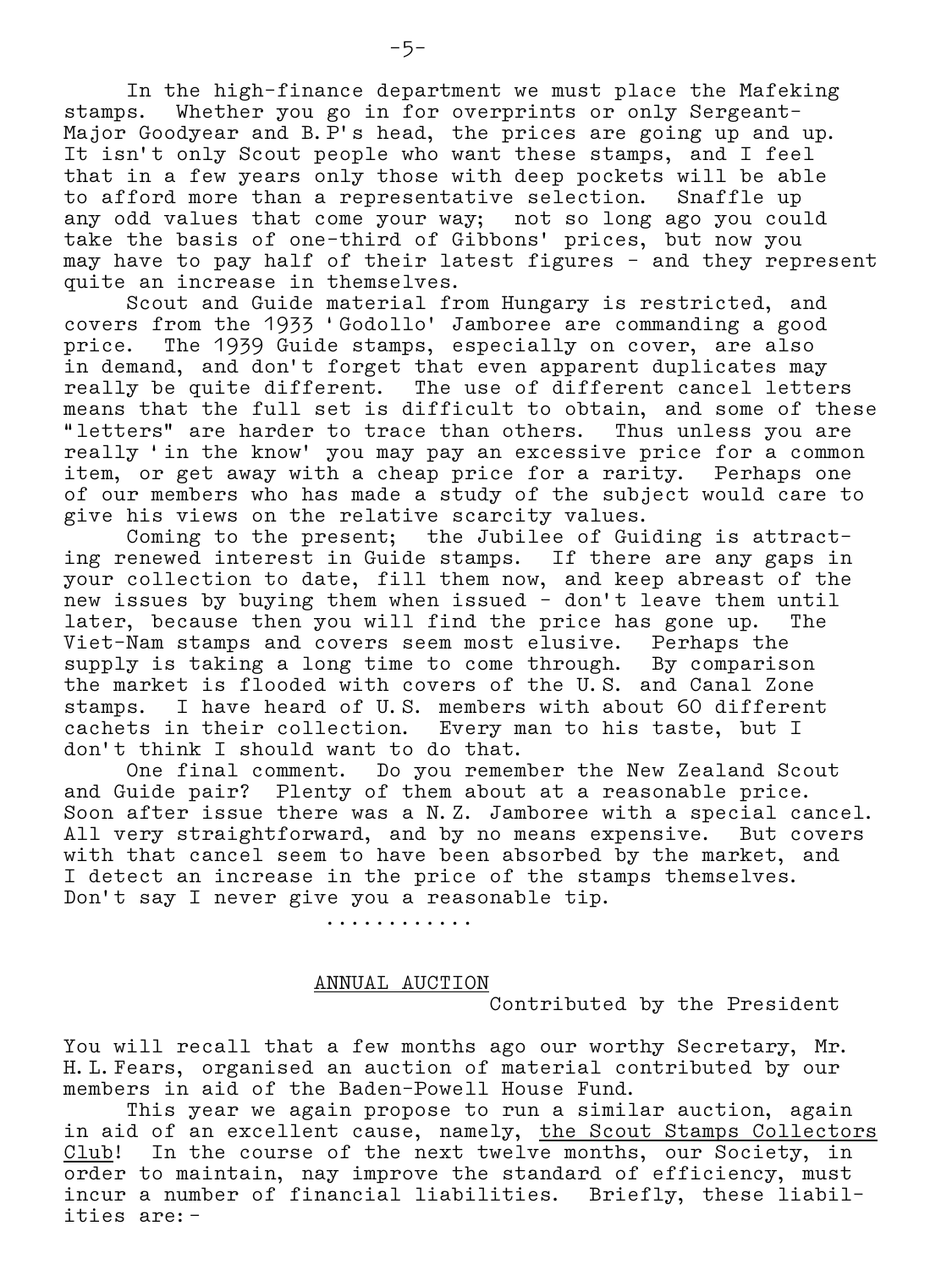In the high-finance department we must place the Mafeking stamps. Whether you go in for overprints or only Sergeant-Major Goodyear and B.P's head, the prices are going up and up. It isn't only Scout people who want these stamps, and I feel that in a few years only those with deep pockets will be able to afford more than a representative selection. Snaffle up any odd values that come your way; not so long ago you could take the basis of one-third of Gibbons' prices, but now you may have to pay half of their latest figures - and they represent quite an increase in themselves.

Scout and Guide material from Hungary is restricted, and covers from the 1933 'Godollo' Jamboree are commanding a good price. The 1939 Guide stamps, especially on cover, are also in demand, and don't forget that even apparent duplicates may really be quite different. The use of different cancel letters means that the full set is difficult to obtain, and some of these "letters" are harder to trace than others. Thus unless you are really 'in the know' you may pay an excessive price for a common item, or get away with a cheap price for a rarity. Perhaps one of our members who has made a study of the subject would care to give his views on the relative scarcity values.

Coming to the present; the Jubilee of Guiding is attracting renewed interest in Guide stamps. If there are any gaps in your collection to date, fill them now, and keep abreast of the new issues by buying them when issued - don't leave them until later, because then you will find the price has gone up. The Viet-Nam stamps and covers seem most elusive. Perhaps the supply is taking a long time to come through. By comparison the market is flooded with covers of the U.S. and Canal Zone stamps. I have heard of U.S. members with about 60 different cachets in their collection. Every man to his taste, but I don't think I should want to do that.

One final comment. Do you remember the New Zealand Scout and Guide pair? Plenty of them about at a reasonable price. Soon after issue there was a N.Z. Jamboree with a special cancel. All very straightforward, and by no means expensive. But covers with that cancel seem to have been absorbed by the market, and I detect an increase in the price of the stamps themselves. Don't say I never give you a reasonable tip.

...........

## ANNUAL AUCTION

Contributed by the President

You will recall that a few months ago our worthy Secretary, Mr. H.L.Fears, organised an auction of material contributed by our members in aid of the Baden-Powell House Fund.

This year we again propose to run a similar auction, again in aid of an excellent cause, namely, the Scout Stamps Collectors Club! In the course of the next twelve months, our Society, in order to maintain, nay improve the standard of efficiency, must incur a number of financial liabilities. Briefly, these liabilities are:-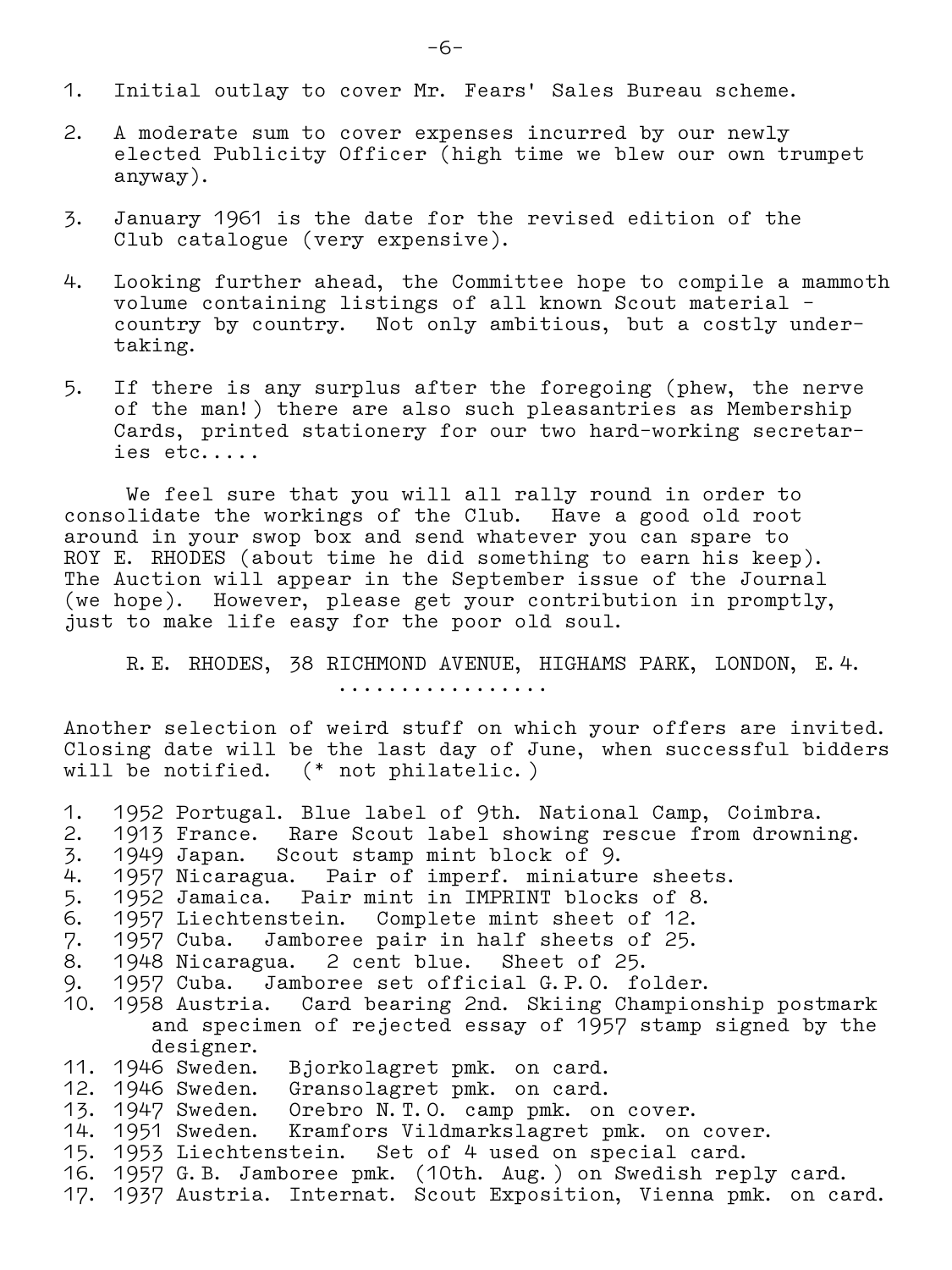1. Initial outlay to cover Mr. Fears' Sales Bureau scheme.

2. A moderate sum to cover expenses incurred by our newly elected Publicity Officer (high time we blew our own trumpet anyway).

3. January 1961 is the date for the revised edition of the Club catalogue (very expensive).

4. Looking further ahead, the Committee hope to compile a mammoth volume containing listings of all known Scout material - country by country. Not only ambitious, but a costly undertaking.

5. If there is any surplus after the foregoing (phew, the nerve of the man!) there are also such pleasantries as Membership Cards, printed stationery for our two hard-working secretaries etc.....

We feel sure that you will all rally round in order to consolidate the workings of the Club. Have a good old root around in your swop box and send whatever you can spare to ROY E. RHODES (about time he did something to earn his keep). The Auction will appear in the September issue of the Journal (we hope). However, please get your contribution in promptly, just to make life easy for the poor old soul.

R.E. RHODES, 38 RICHMOND AVENUE, HIGHAMS PARK, LONDON, E.4.

.................

Another selection of weird stuff on which your offers are invited. Closing date will be the last day of June, when successful bidders will be notified. (* not philatelic.)

1. 1952 Portugal. Blue label of 9th. National Camp, Coimbra.
2. 1913 France. Rare Scout label showing rescue from drowning.
3. 1949 Japan. Scout stamp mint block of 9.
4. 1957 Nicaragua. Pair of imperf. miniature sheets.
5. 1952 Jamaica. Pair mint in IMPRINT blocks of 8.
6. 1957 Liechtenstein. Complete mint sheet of 12.
7. 1957 Cuba. Jamboree pair in half sheets of 25.
8. 1948 Nicaragua. 2 cent blue. Sheet of 25.
9. 1957 Cuba. Jamboree set official G.P.O. folder.
10. 1958 Austria. Card bearing 2nd. Skiing Championship postmark and specimen of rejected essay of 1957 stamp signed by the designer.
11. 1946 Sweden. Bjorkolagret pmk. on card.
12. 1946 Sweden. Gransolagret pmk. on card.
13. 1947 Sweden. Orebro N.T.O. camp pmk. on cover.
14. 1951 Sweden. Kramfors Vildmarkslagret pmk. on cover.
15. 1953 Liechtenstein. Set of 4 used on special card.
16. 1957 G.B. Jamboree pmk. (10th. Aug.) on Swedish reply card.
17. 1937 Austria. Internat. Scout Exposition, Vienna pmk. on card.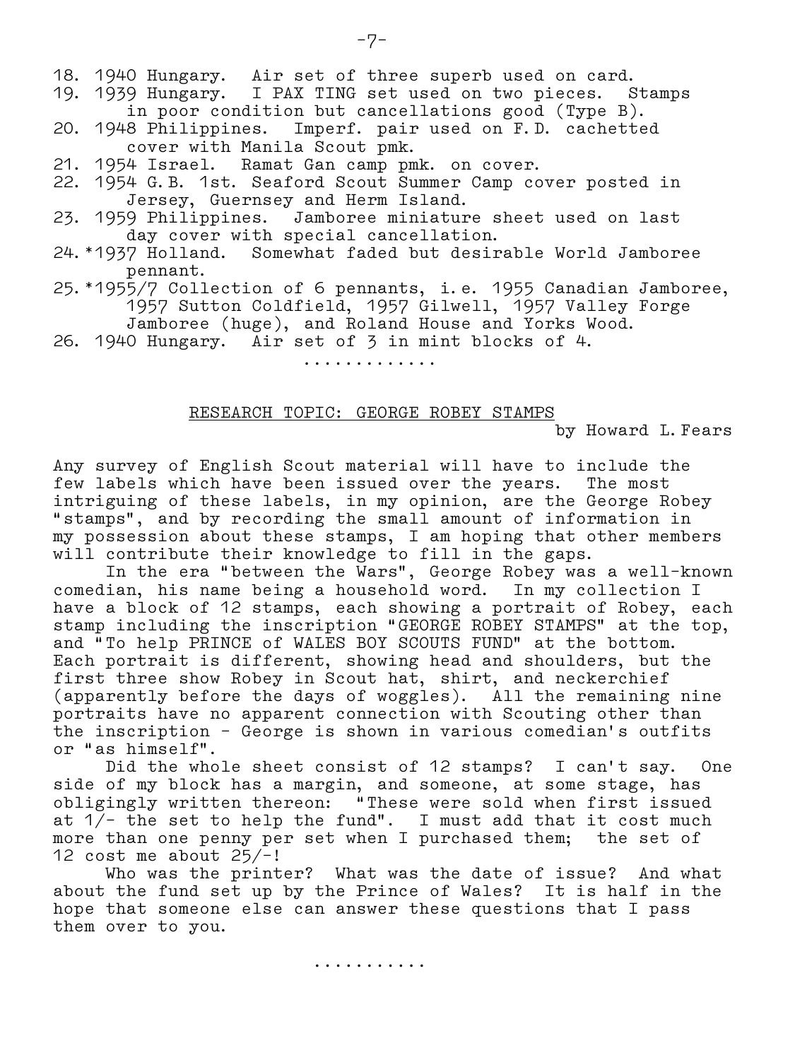18. 1940 Hungary. Air set of three superb used on card.
19. 1939 Hungary. I PAX TING set used on two pieces. Stamps in poor condition but cancellations good (Type B).
20. 1948 Philippines. Imperf. pair used on F.D. cachetted cover with Manila Scout pmk.
21. 1954 Israel. Ramat Gan camp pmk. on cover.
22. 1954 G.B. 1st. Seaford Scout Summer Camp cover posted in Jersey, Guernsey and Herm Island.
23. 1959 Philippines. Jamboree miniature sheet used on last day cover with special cancellation.
24. *1937 Holland. Somewhat faded but desirable World Jamboree pennant.
25. *1955/7 Collection of 6 pennants, i.e. 1955 Canadian Jamboree, 1957 Sutton Coldfield, 1957 Gilwell, 1957 Valley Forge Jamboree (huge), and Roland House and Yorks Wood.
26. 1940 Hungary. Air set of 3 in mint blocks of 4.

.............

## RESEARCH TOPIC: GEORGE ROBEY STAMPS

by Howard L. Fears

Any survey of English Scout material will have to include the few labels which have been issued over the years. The most intriguing of these labels, in my opinion, are the George Robey "stamps", and by recording the small amount of information in my possession about these stamps, I am hoping that other members will contribute their knowledge to fill in the gaps.

In the era "between the Wars", George Robey was a well-known comedian, his name being a household word. In my collection I have a block of 12 stamps, each showing a portrait of Robey, each stamp including the inscription "GEORGE ROBEY STAMPS" at the top, and "To help PRINCE of WALES BOY SCOUTS FUND" at the bottom. Each portrait is different, showing head and shoulders, but the first three show Robey in Scout hat, shirt, and neckerchief (apparently before the days of woggles). All the remaining nine portraits have no apparent connection with Scouting other than the inscription - George is shown in various comedian's outfits or "as himself".

Did the whole sheet consist of 12 stamps? I can't say. One side of my block has a margin, and someone, at some stage, has obligingly written thereon: "These were sold when first issued at 1/- the set to help the fund". I must add that it cost much more than one penny per set when I purchased them; the set of 12 cost me about 25/-!

Who was the printer? What was the date of issue? And what about the fund set up by the Prince of Wales? It is half in the hope that someone else can answer these questions that I pass them over to you.

...........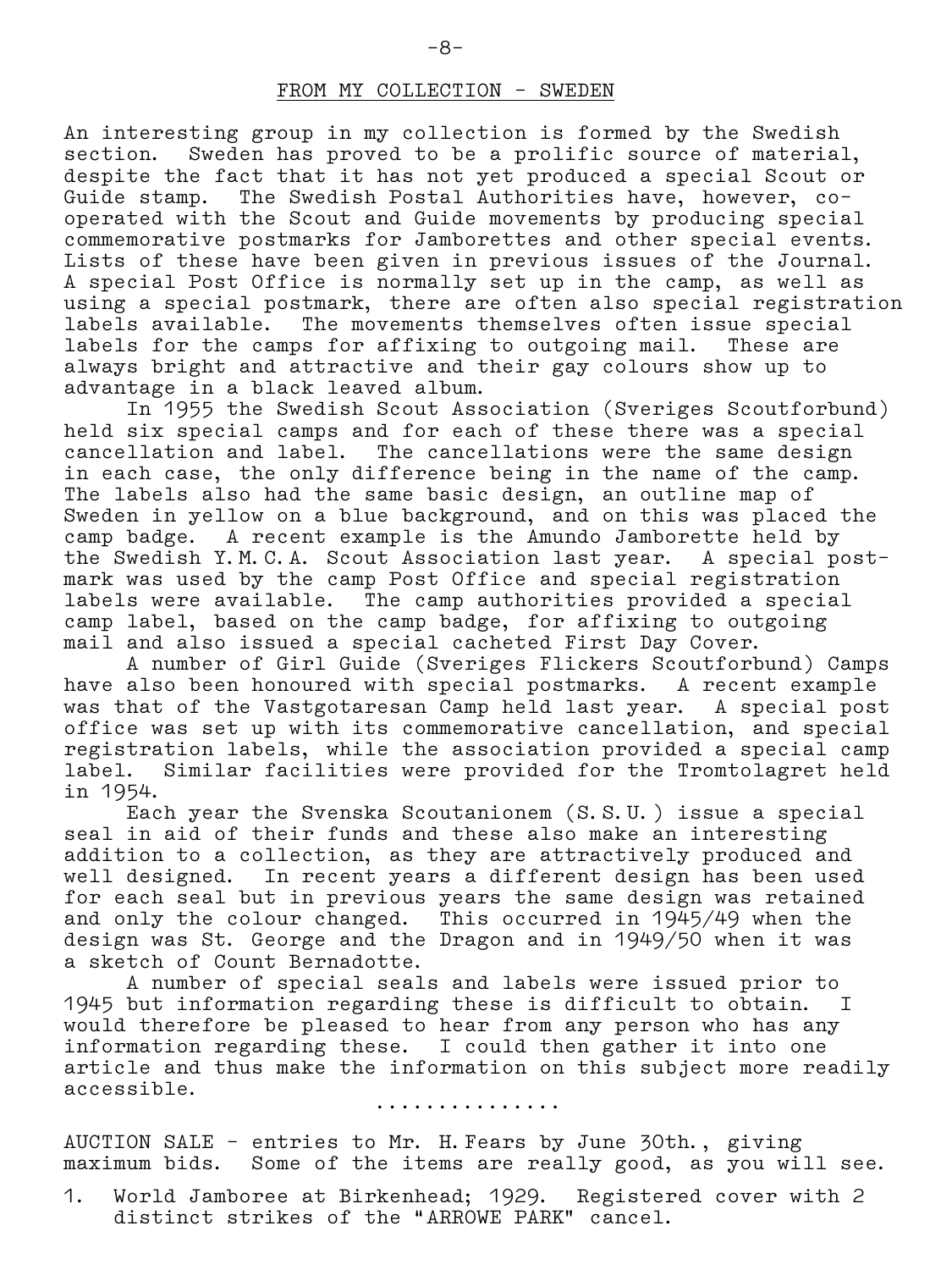## FROM MY COLLECTION - SWEDEN

An interesting group in my collection is formed by the Swedish section. Sweden has proved to be a prolific source of material, despite the fact that it has not yet produced a special Scout or Guide stamp. The Swedish Postal Authorities have, however, co-operated with the Scout and Guide movements by producing special commemorative postmarks for Jamborettes and other special events. Lists of these have been given in previous issues of the Journal. A special Post Office is normally set up in the camp, as well as using a special postmark, there are often also special registration labels available. The movements themselves often issue special labels for the camps for affixing to outgoing mail. These are always bright and attractive and their gay colours show up to advantage in a black leaved album.

In 1955 the Swedish Scout Association (Sveriges Scoutforbund) held six special camps and for each of these there was a special cancellation and label. The cancellations were the same design in each case, the only difference being in the name of the camp. The labels also had the same basic design, an outline map of Sweden in yellow on a blue background, and on this was placed the camp badge. A recent example is the Amundo Jamborette held by the Swedish Y.M.C.A. Scout Association last year. A special post-mark was used by the camp Post Office and special registration labels were available. The camp authorities provided a special camp label, based on the camp badge, for affixing to outgoing mail and also issued a special cacheted First Day Cover.

A number of Girl Guide (Sveriges Flickers Scoutforbund) Camps have also been honoured with special postmarks. A recent example was that of the Vastgotaresan Camp held last year. A special post office was set up with its commemorative cancellation, and special registration labels, while the association provided a special camp label. Similar facilities were provided for the Tromtolagret held in 1954.

Each year the Svenska Scoutanionem (S.S.U.) issue a special seal in aid of their funds and these also make an interesting addition to a collection, as they are attractively produced and well designed. In recent years a different design has been used for each seal but in previous years the same design was retained and only the colour changed. This occurred in 1945/49 when the design was St. George and the Dragon and in 1949/50 when it was a sketch of Count Bernadotte.

A number of special seals and labels were issued prior to 1945 but information regarding these is difficult to obtain. I would therefore be pleased to hear from any person who has any information regarding these. I could then gather it into one article and thus make the information on this subject more readily accessible.

...............

AUCTION SALE - entries to Mr. H. Fears by June 30th., giving maximum bids. Some of the items are really good, as you will see.

1. World Jamboree at Birkenhead; 1929. Registered cover with 2 distinct strikes of the "ARROWE PARK" cancel.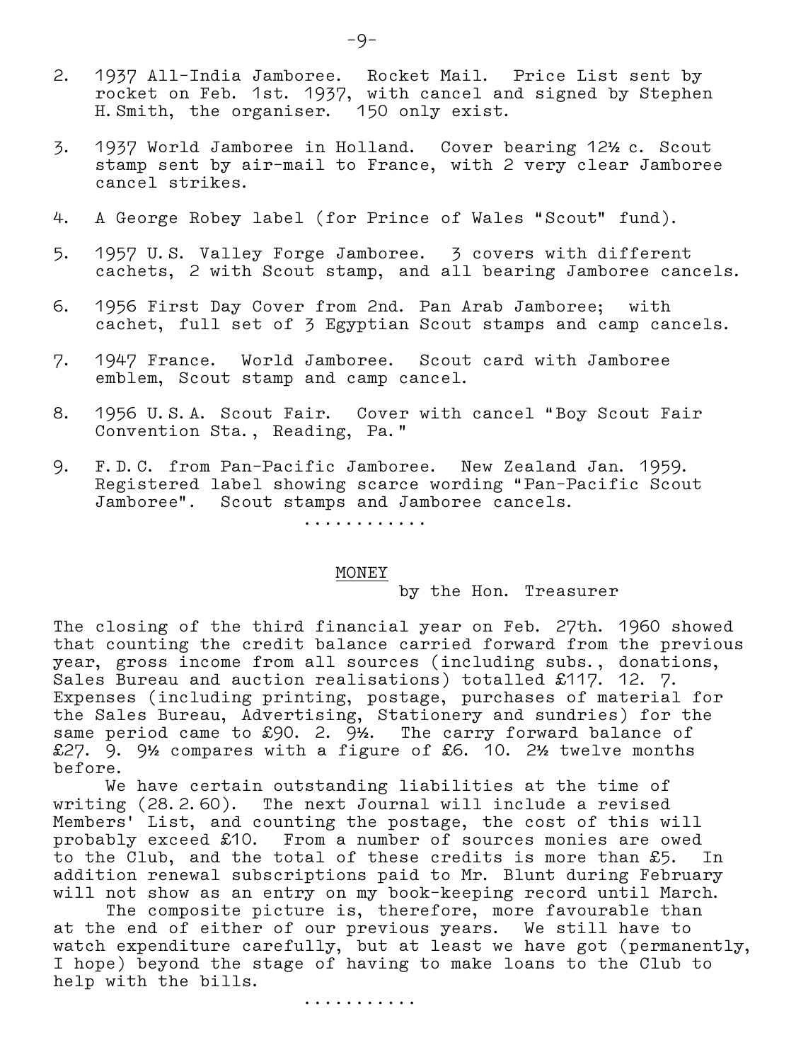2. 1937 All-India Jamboree. Rocket Mail. Price List sent by rocket on Feb. 1st. 1937, with cancel and signed by Stephen H. Smith, the organiser. 150 only exist.

3. 1937 World Jamboree in Holland. Cover bearing 12½ c. Scout stamp sent by air-mail to France, with 2 very clear Jamboree cancel strikes.

4. A George Robey label (for Prince of Wales "Scout" fund).

5. 1957 U.S. Valley Forge Jamboree. 3 covers with different cachets, 2 with Scout stamp, and all bearing Jamboree cancels.

6. 1956 First Day Cover from 2nd. Pan Arab Jamboree; with cachet, full set of 3 Egyptian Scout stamps and camp cancels.

7. 1947 France. World Jamboree. Scout card with Jamboree emblem, Scout stamp and camp cancel.

8. 1956 U.S.A. Scout Fair. Cover with cancel "Boy Scout Fair Convention Sta., Reading, Pa."

9. F.D.C. from Pan-Pacific Jamboree. New Zealand Jan. 1959. Registered label showing scarce wording "Pan-Pacific Scout Jamboree". Scout stamps and Jamboree cancels.

............

## MONEY

by the Hon. Treasurer

The closing of the third financial year on Feb. 27th. 1960 showed that counting the credit balance carried forward from the previous year, gross income from all sources (including subs., donations, Sales Bureau and auction realisations) totalled £117. 12. 7. Expenses (including printing, postage, purchases of material for the Sales Bureau, Advertising, Stationery and sundries) for the same period came to £90. 2. 9½. The carry forward balance of £27. 9. 9½ compares with a figure of £6. 10. 2½ twelve months before.

We have certain outstanding liabilities at the time of writing (28.2.60). The next Journal will include a revised Members' List, and counting the postage, the cost of this will probably exceed £10. From a number of sources monies are owed to the Club, and the total of these credits is more than £5. In addition renewal subscriptions paid to Mr. Blunt during February will not show as an entry on my book-keeping record until March.

The composite picture is, therefore, more favourable than at the end of either of our previous years. We still have to watch expenditure carefully, but at least we have got (permanently, I hope) beyond the stage of having to make loans to the Club to help with the bills.

...........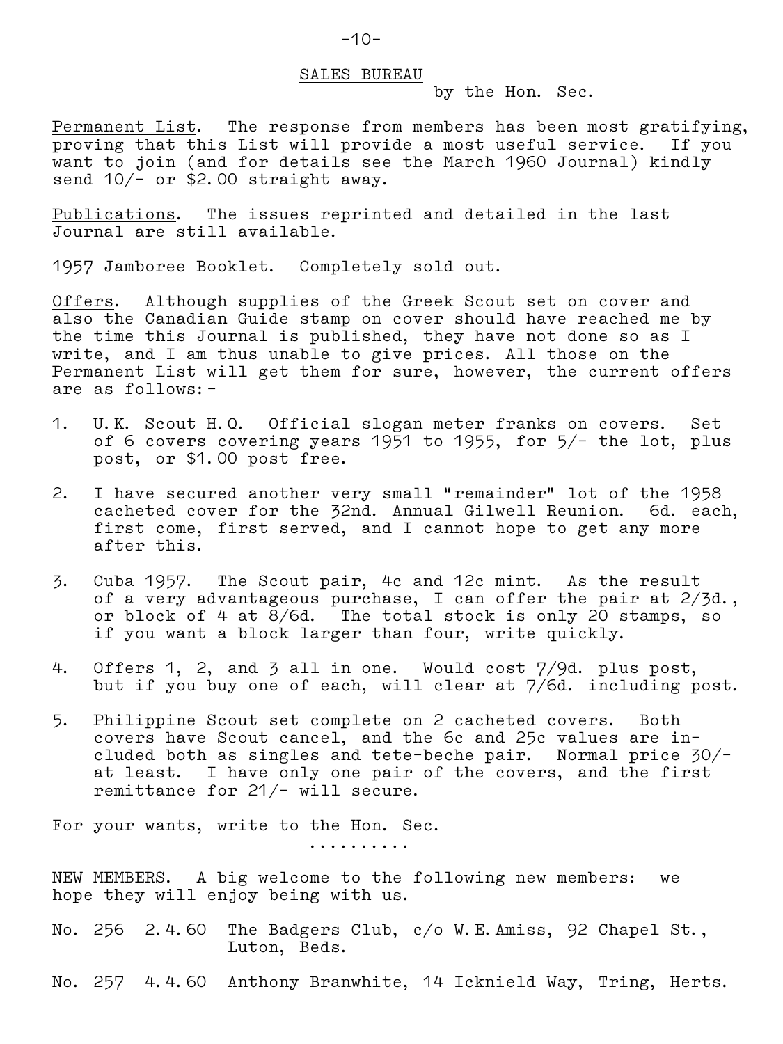## SALES BUREAU

by the Hon. Sec.

Permanent List. The response from members has been most gratifying, proving that this List will provide a most useful service. If you want to join (and for details see the March 1960 Journal) kindly send 10/- or $2.00 straight away.

Publications. The issues reprinted and detailed in the last Journal are still available.

1957 Jamboree Booklet. Completely sold out.

Offers. Although supplies of the Greek Scout set on cover and also the Canadian Guide stamp on cover should have reached me by the time this Journal is published, they have not done so as I write, and I am thus unable to give prices. All those on the Permanent List will get them for sure, however, the current offers are as follows:-

1. U.K. Scout H.Q. Official slogan meter franks on covers. Set of 6 covers covering years 1951 to 1955, for 5/- the lot, plus post, or $1.00 post free.

2. I have secured another very small "remainder" lot of the 1958 cacheted cover for the 32nd. Annual Gilwell Reunion. 6d. each, first come, first served, and I cannot hope to get any more after this.

3. Cuba 1957. The Scout pair, 4c and 12c mint. As the result of a very advantageous purchase, I can offer the pair at 2/3d., or block of 4 at 8/6d. The total stock is only 20 stamps, so if you want a block larger than four, write quickly.

4. Offers 1, 2, and 3 all in one. Would cost 7/9d. plus post, but if you buy one of each, will clear at 7/6d. including post.

5. Philippine Scout set complete on 2 cacheted covers. Both covers have Scout cancel, and the 6c and 25c values are included both as singles and tete-beche pair. Normal price 30/- at least. I have only one pair of the covers, and the first remittance for 21/- will secure.

For your wants, write to the Hon. Sec.

..........

NEW MEMBERS. A big welcome to the following new members: we hope they will enjoy being with us.

No. 256 2.4.60 The Badgers Club, c/o W.E.Amiss, 92 Chapel St., Luton, Beds.

No. 257 4.4.60 Anthony Branwhite, 14 Icknield Way, Tring, Herts.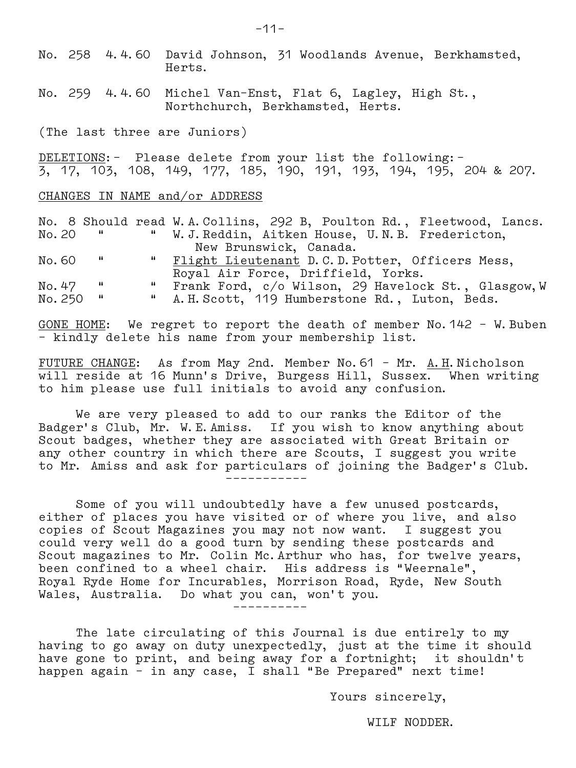No. 258 4.4.60 David Johnson, 31 Woodlands Avenue, Berkhamsted, Herts.

No. 259 4.4.60 Michel Van-Enst, Flat 6, Lagley, High St., Northchurch, Berkhamsted, Herts.

(The last three are Juniors)

DELETIONS:- Please delete from your list the following:-
3, 17, 103, 108, 149, 177, 185, 190, 191, 193, 194, 195, 204 & 207.

CHANGES IN NAME and/or ADDRESS

No. 8 Should read W.A.Collins, 292 B, Poulton Rd., Fleetwood, Lancs.
No.20 " " W.J.Reddin, Aitken House, U.N.B. Fredericton, New Brunswick, Canada.
No.60 " " Flight Lieutenant D.C.D.Potter, Officers Mess, Royal Air Force, Driffield, Yorks.
No.47 " " Frank Ford, c/o Wilson, 29 Havelock St., Glasgow, W
No.250 " " A.H.Scott, 119 Humberstone Rd., Luton, Beds.

GONE HOME: We regret to report the death of member No.142 - W.Buben - kindly delete his name from your membership list.

FUTURE CHANGE: As from May 2nd. Member No.61 - Mr. A.H.Nicholson will reside at 16 Munn's Drive, Burgess Hill, Sussex. When writing to him please use full initials to avoid any confusion.

We are very pleased to add to our ranks the Editor of the Badger's Club, Mr. W.E.Amiss. If you wish to know anything about Scout badges, whether they are associated with Great Britain or any other country in which there are Scouts, I suggest you write to Mr. Amiss and ask for particulars of joining the Badger's Club.

-----------

Some of you will undoubtedly have a few unused postcards, either of places you have visited or of where you live, and also copies of Scout Magazines you may not now want. I suggest you could very well do a good turn by sending these postcards and Scout magazines to Mr. Colin Mc.Arthur who has, for twelve years, been confined to a wheel chair. His address is "Weernale", Royal Ryde Home for Incurables, Morrison Road, Ryde, New South Wales, Australia. Do what you can, won't you.

----------

The late circulating of this Journal is due entirely to my having to go away on duty unexpectedly, just at the time it should have gone to print, and being away for a fortnight; it shouldn't happen again - in any case, I shall "Be Prepared" next time!

Yours sincerely,

WILF NODDER.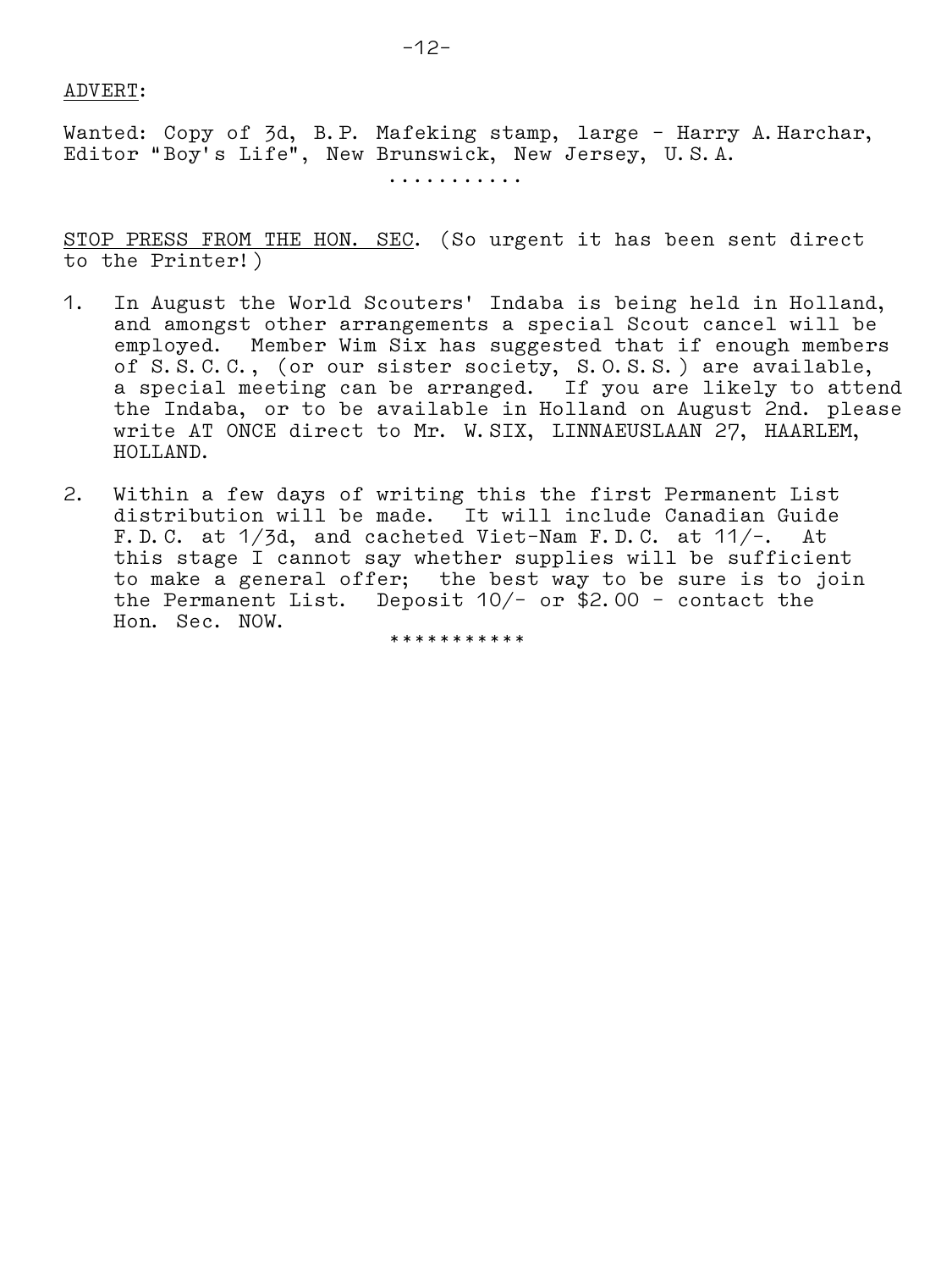ADVERT:

Wanted: Copy of 3d, B.P. Mafeking stamp, large - Harry A. Harchar, Editor "Boy's Life", New Brunswick, New Jersey, U.S.A.

...........

STOP PRESS FROM THE HON. SEC. (So urgent it has been sent direct to the Printer!)

1. In August the World Scouters' Indaba is being held in Holland, and amongst other arrangements a special Scout cancel will be employed. Member Wim Six has suggested that if enough members of S.S.C.C., (or our sister society, S.O.S.S.) are available, a special meeting can be arranged. If you are likely to attend the Indaba, or to be available in Holland on August 2nd. please write AT ONCE direct to Mr. W.SIX, LINNAEUSLAAN 27, HAARLEM, HOLLAND.

2. Within a few days of writing this the first Permanent List distribution will be made. It will include Canadian Guide F.D.C. at 1/3d, and cacheted Viet-Nam F.D.C. at 11/-. At this stage I cannot say whether supplies will be sufficient to make a general offer; the best way to be sure is to join the Permanent List. Deposit 10/- or $2.00 - contact the Hon. Sec. NOW.

***********